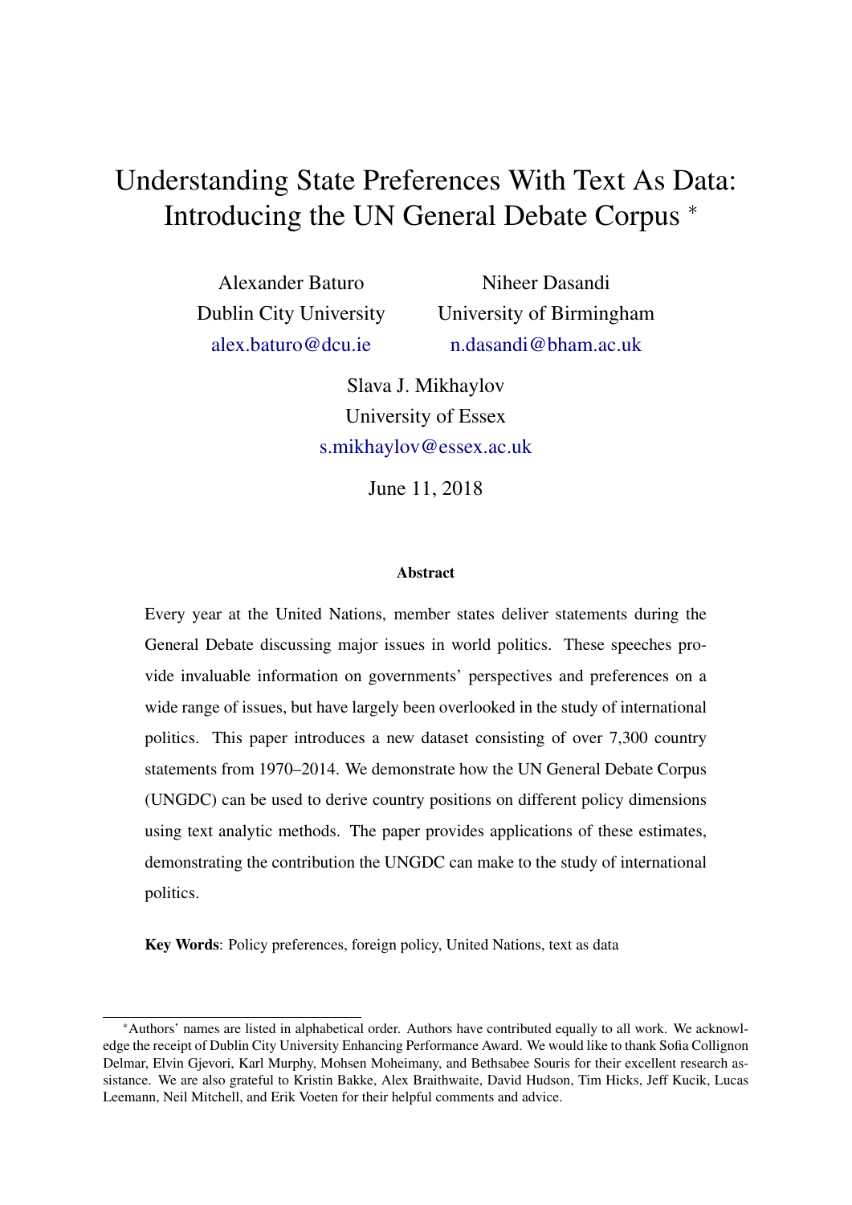# Understanding State Preferences With Text As Data: Introducing the UN General Debate Corpus *

Alexander Baturo
Dublin City University
alex.baturo@dcu.ie

Niheer Dasandi
University of Birmingham
n.dasandi@bham.ac.uk

Slava J. Mikhaylov
University of Essex
s.mikhaylov@essex.ac.uk

June 11, 2018

### Abstract

Every year at the United Nations, member states deliver statements during the General Debate discussing major issues in world politics. These speeches provide invaluable information on governments' perspectives and preferences on a wide range of issues, but have largely been overlooked in the study of international politics. This paper introduces a new dataset consisting of over 7,300 country statements from 1970–2014. We demonstrate how the UN General Debate Corpus (UNGDC) can be used to derive country positions on different policy dimensions using text analytic methods. The paper provides applications of these estimates, demonstrating the contribution the UNGDC can make to the study of international politics.

**Key Words**: Policy preferences, foreign policy, United Nations, text as data

---

*Authors' names are listed in alphabetical order. Authors have contributed equally to all work. We acknowledge the receipt of Dublin City University Enhancing Performance Award. We would like to thank Sofia Collignon Delmar, Elvin Gjevori, Karl Murphy, Mohsen Moheimany, and Bethsabee Souris for their excellent research assistance. We are also grateful to Kristin Bakke, Alex Braithwaite, David Hudson, Tim Hicks, Jeff Kucik, Lucas Leemann, Neil Mitchell, and Erik Voeten for their helpful comments and advice.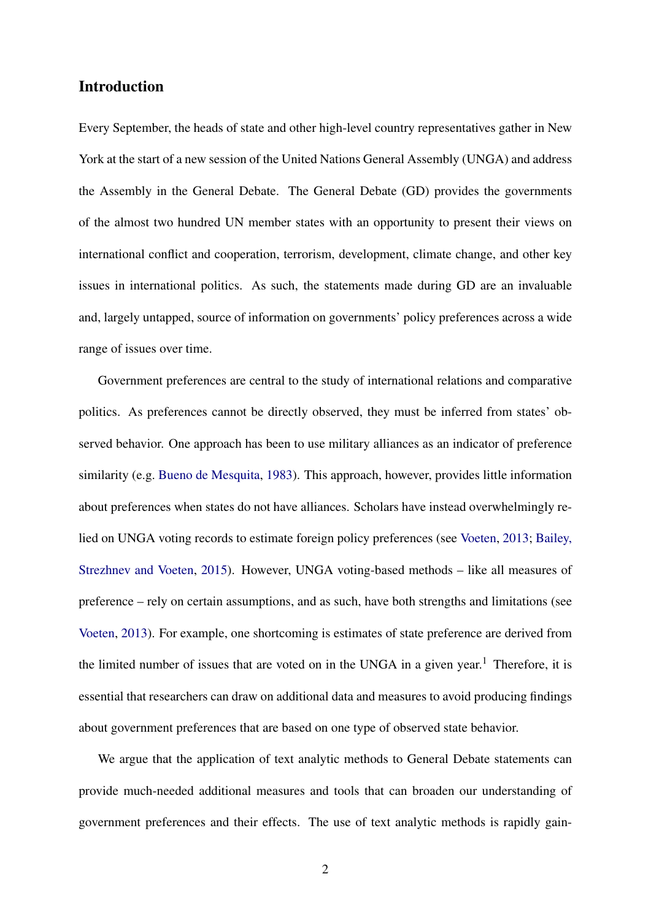## Introduction

Every September, the heads of state and other high-level country representatives gather in New York at the start of a new session of the United Nations General Assembly (UNGA) and address the Assembly in the General Debate. The General Debate (GD) provides the governments of the almost two hundred UN member states with an opportunity to present their views on international conflict and cooperation, terrorism, development, climate change, and other key issues in international politics. As such, the statements made during GD are an invaluable and, largely untapped, source of information on governments' policy preferences across a wide range of issues over time.

Government preferences are central to the study of international relations and comparative politics. As preferences cannot be directly observed, they must be inferred from states' observed behavior. One approach has been to use military alliances as an indicator of preference similarity (e.g. Bueno de Mesquita, 1983). This approach, however, provides little information about preferences when states do not have alliances. Scholars have instead overwhelmingly relied on UNGA voting records to estimate foreign policy preferences (see Voeten, 2013; Bailey, Strezhnev and Voeten, 2015). However, UNGA voting-based methods – like all measures of preference – rely on certain assumptions, and as such, have both strengths and limitations (see Voeten, 2013). For example, one shortcoming is estimates of state preference are derived from the limited number of issues that are voted on in the UNGA in a given year.[1] Therefore, it is essential that researchers can draw on additional data and measures to avoid producing findings about government preferences that are based on one type of observed state behavior.

We argue that the application of text analytic methods to General Debate statements can provide much-needed additional measures and tools that can broaden our understanding of government preferences and their effects. The use of text analytic methods is rapidly gain-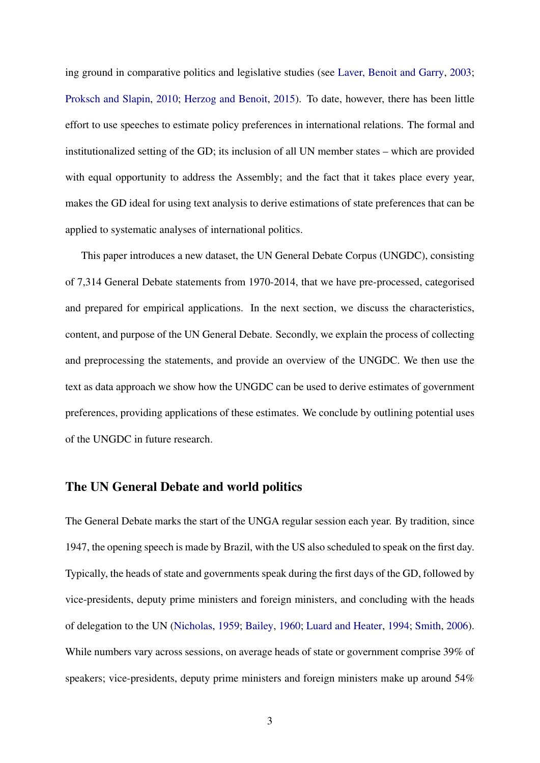ing ground in comparative politics and legislative studies (see Laver, Benoit and Garry, 2003; Proksch and Slapin, 2010; Herzog and Benoit, 2015). To date, however, there has been little effort to use speeches to estimate policy preferences in international relations. The formal and institutionalized setting of the GD; its inclusion of all UN member states – which are provided with equal opportunity to address the Assembly; and the fact that it takes place every year, makes the GD ideal for using text analysis to derive estimations of state preferences that can be applied to systematic analyses of international politics.

This paper introduces a new dataset, the UN General Debate Corpus (UNGDC), consisting of 7,314 General Debate statements from 1970-2014, that we have pre-processed, categorised and prepared for empirical applications. In the next section, we discuss the characteristics, content, and purpose of the UN General Debate. Secondly, we explain the process of collecting and preprocessing the statements, and provide an overview of the UNGDC. We then use the text as data approach we show how the UNGDC can be used to derive estimates of government preferences, providing applications of these estimates. We conclude by outlining potential uses of the UNGDC in future research.

## The UN General Debate and world politics

The General Debate marks the start of the UNGA regular session each year. By tradition, since 1947, the opening speech is made by Brazil, with the US also scheduled to speak on the first day. Typically, the heads of state and governments speak during the first days of the GD, followed by vice-presidents, deputy prime ministers and foreign ministers, and concluding with the heads of delegation to the UN (Nicholas, 1959; Bailey, 1960; Luard and Heater, 1994; Smith, 2006). While numbers vary across sessions, on average heads of state or government comprise 39% of speakers; vice-presidents, deputy prime ministers and foreign ministers make up around 54%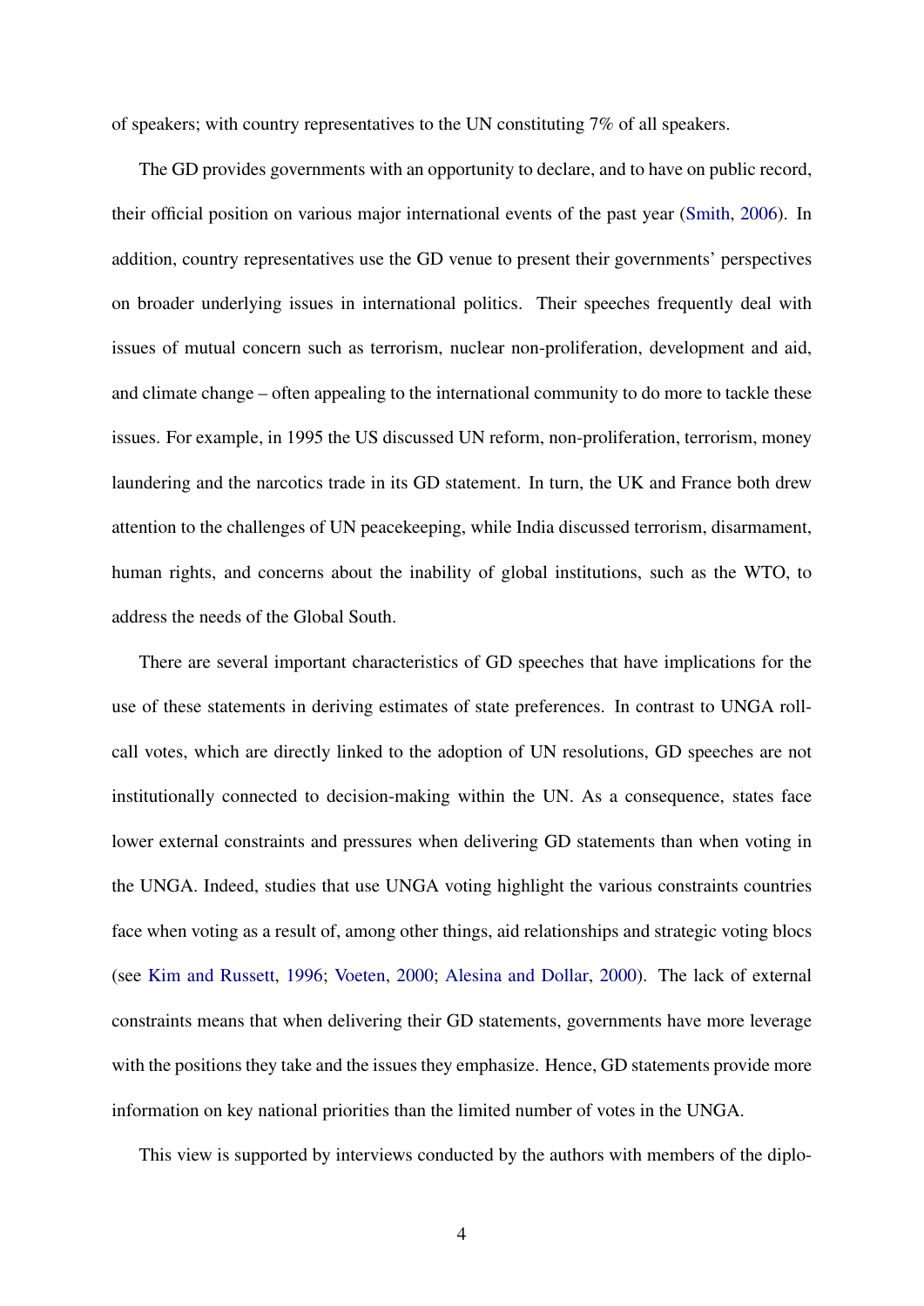of speakers; with country representatives to the UN constituting 7% of all speakers.

The GD provides governments with an opportunity to declare, and to have on public record, their official position on various major international events of the past year (Smith, 2006). In addition, country representatives use the GD venue to present their governments' perspectives on broader underlying issues in international politics. Their speeches frequently deal with issues of mutual concern such as terrorism, nuclear non-proliferation, development and aid, and climate change – often appealing to the international community to do more to tackle these issues. For example, in 1995 the US discussed UN reform, non-proliferation, terrorism, money laundering and the narcotics trade in its GD statement. In turn, the UK and France both drew attention to the challenges of UN peacekeeping, while India discussed terrorism, disarmament, human rights, and concerns about the inability of global institutions, such as the WTO, to address the needs of the Global South.

There are several important characteristics of GD speeches that have implications for the use of these statements in deriving estimates of state preferences. In contrast to UNGA roll-call votes, which are directly linked to the adoption of UN resolutions, GD speeches are not institutionally connected to decision-making within the UN. As a consequence, states face lower external constraints and pressures when delivering GD statements than when voting in the UNGA. Indeed, studies that use UNGA voting highlight the various constraints countries face when voting as a result of, among other things, aid relationships and strategic voting blocs (see Kim and Russett, 1996; Voeten, 2000; Alesina and Dollar, 2000). The lack of external constraints means that when delivering their GD statements, governments have more leverage with the positions they take and the issues they emphasize. Hence, GD statements provide more information on key national priorities than the limited number of votes in the UNGA.

This view is supported by interviews conducted by the authors with members of the diplo-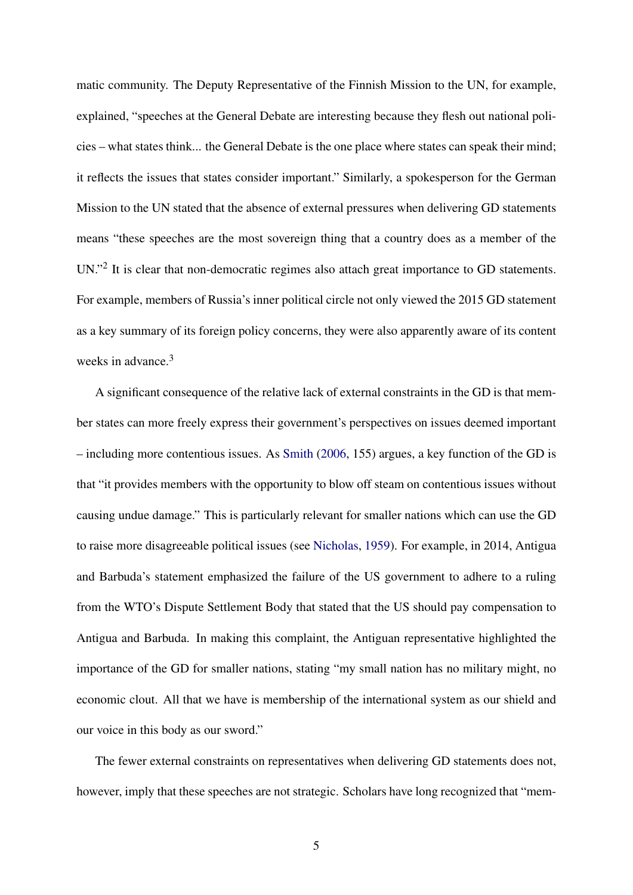matic community. The Deputy Representative of the Finnish Mission to the UN, for example, explained, "speeches at the General Debate are interesting because they flesh out national policies – what states think... the General Debate is the one place where states can speak their mind; it reflects the issues that states consider important." Similarly, a spokesperson for the German Mission to the UN stated that the absence of external pressures when delivering GD statements means "these speeches are the most sovereign thing that a country does as a member of the UN."[2] It is clear that non-democratic regimes also attach great importance to GD statements. For example, members of Russia's inner political circle not only viewed the 2015 GD statement as a key summary of its foreign policy concerns, they were also apparently aware of its content weeks in advance.[3]

A significant consequence of the relative lack of external constraints in the GD is that member states can more freely express their government's perspectives on issues deemed important – including more contentious issues. As Smith (2006, 155) argues, a key function of the GD is that "it provides members with the opportunity to blow off steam on contentious issues without causing undue damage." This is particularly relevant for smaller nations which can use the GD to raise more disagreeable political issues (see Nicholas, 1959). For example, in 2014, Antigua and Barbuda's statement emphasized the failure of the US government to adhere to a ruling from the WTO's Dispute Settlement Body that stated that the US should pay compensation to Antigua and Barbuda. In making this complaint, the Antiguan representative highlighted the importance of the GD for smaller nations, stating "my small nation has no military might, no economic clout. All that we have is membership of the international system as our shield and our voice in this body as our sword."

The fewer external constraints on representatives when delivering GD statements does not, however, imply that these speeches are not strategic. Scholars have long recognized that "mem-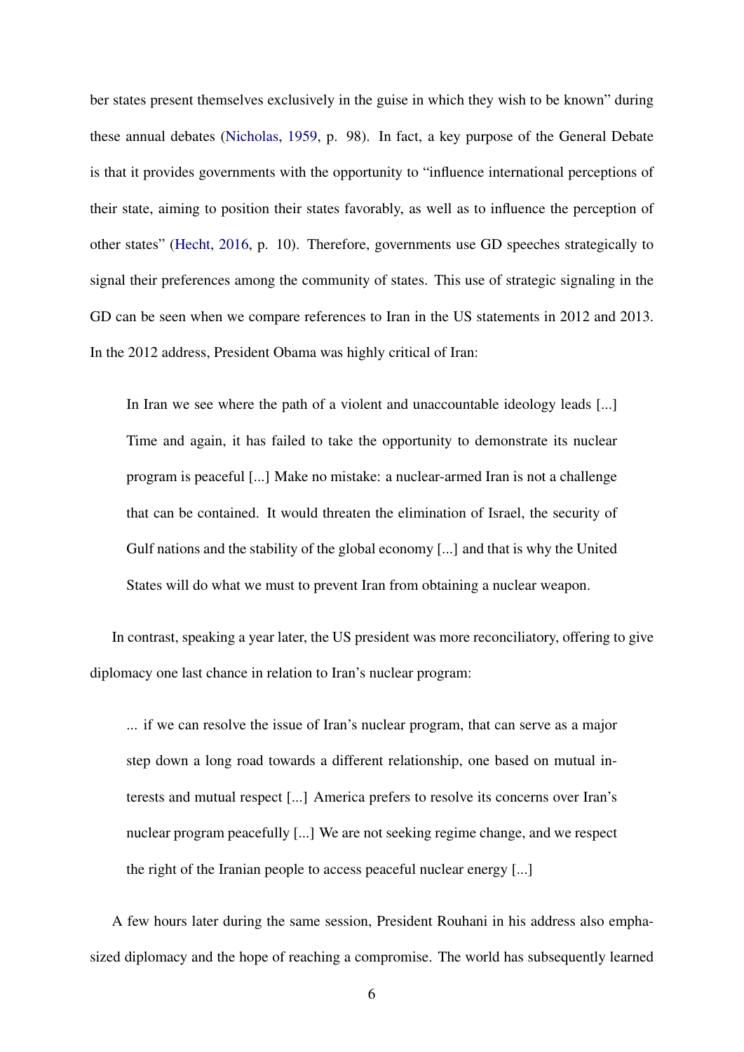ber states present themselves exclusively in the guise in which they wish to be known" during these annual debates (Nicholas, 1959, p. 98). In fact, a key purpose of the General Debate is that it provides governments with the opportunity to "influence international perceptions of their state, aiming to position their states favorably, as well as to influence the perception of other states" (Hecht, 2016, p. 10). Therefore, governments use GD speeches strategically to signal their preferences among the community of states. This use of strategic signaling in the GD can be seen when we compare references to Iran in the US statements in 2012 and 2013. In the 2012 address, President Obama was highly critical of Iran:

> In Iran we see where the path of a violent and unaccountable ideology leads [...] Time and again, it has failed to take the opportunity to demonstrate its nuclear program is peaceful [...] Make no mistake: a nuclear-armed Iran is not a challenge that can be contained. It would threaten the elimination of Israel, the security of Gulf nations and the stability of the global economy [...] and that is why the United States will do what we must to prevent Iran from obtaining a nuclear weapon.

In contrast, speaking a year later, the US president was more reconciliatory, offering to give diplomacy one last chance in relation to Iran's nuclear program:

> ... if we can resolve the issue of Iran's nuclear program, that can serve as a major step down a long road towards a different relationship, one based on mutual interests and mutual respect [...] America prefers to resolve its concerns over Iran's nuclear program peacefully [...] We are not seeking regime change, and we respect the right of the Iranian people to access peaceful nuclear energy [...]

A few hours later during the same session, President Rouhani in his address also emphasized diplomacy and the hope of reaching a compromise. The world has subsequently learned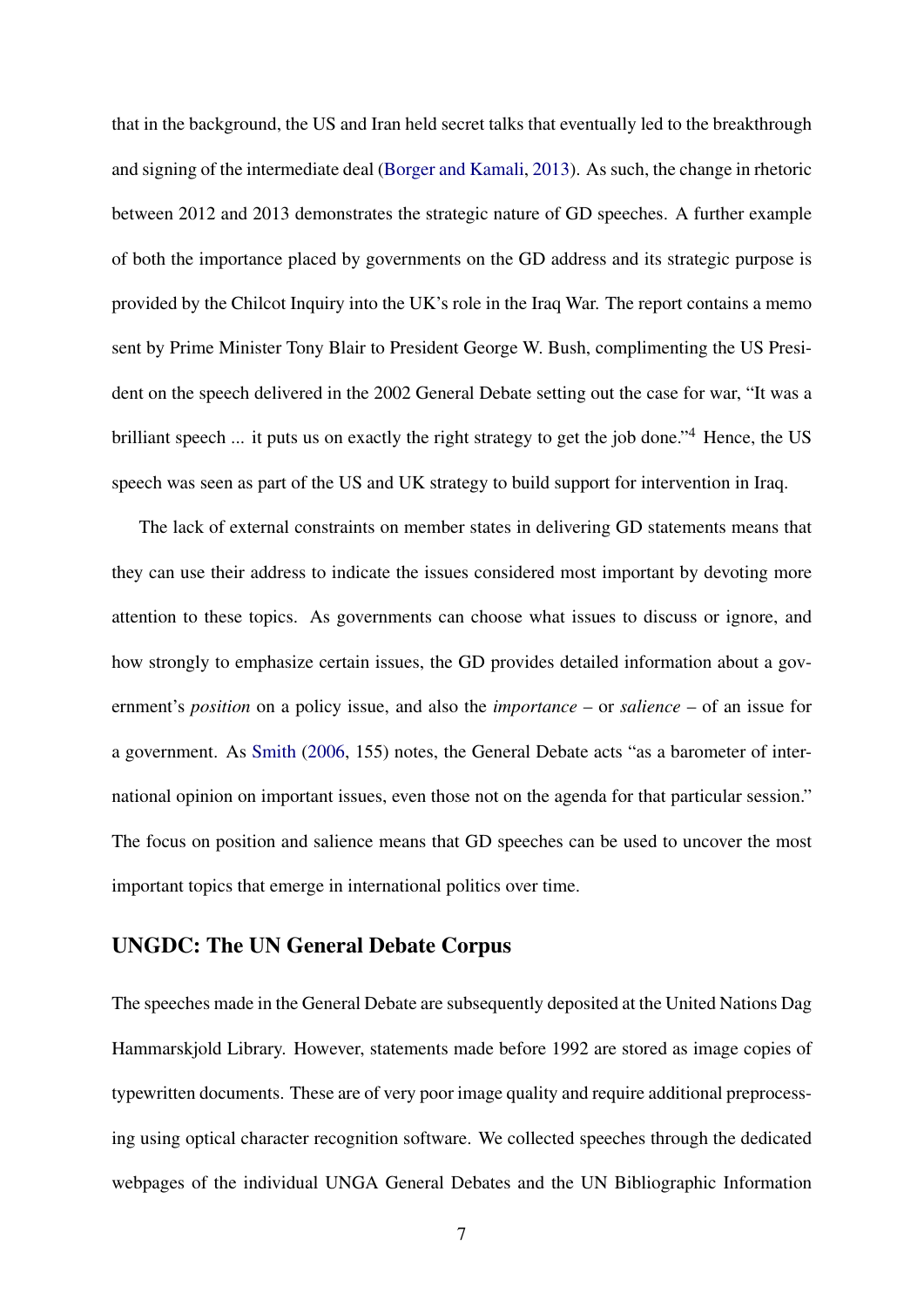that in the background, the US and Iran held secret talks that eventually led to the breakthrough and signing of the intermediate deal (Borger and Kamali, 2013). As such, the change in rhetoric between 2012 and 2013 demonstrates the strategic nature of GD speeches. A further example of both the importance placed by governments on the GD address and its strategic purpose is provided by the Chilcot Inquiry into the UK's role in the Iraq War. The report contains a memo sent by Prime Minister Tony Blair to President George W. Bush, complimenting the US President on the speech delivered in the 2002 General Debate setting out the case for war, "It was a brilliant speech ... it puts us on exactly the right strategy to get the job done."[4] Hence, the US speech was seen as part of the US and UK strategy to build support for intervention in Iraq.

The lack of external constraints on member states in delivering GD statements means that they can use their address to indicate the issues considered most important by devoting more attention to these topics. As governments can choose what issues to discuss or ignore, and how strongly to emphasize certain issues, the GD provides detailed information about a government's *position* on a policy issue, and also the *importance* – or *salience* – of an issue for a government. As Smith (2006, 155) notes, the General Debate acts "as a barometer of international opinion on important issues, even those not on the agenda for that particular session." The focus on position and salience means that GD speeches can be used to uncover the most important topics that emerge in international politics over time.

## UNGDC: The UN General Debate Corpus

The speeches made in the General Debate are subsequently deposited at the United Nations Dag Hammarskjold Library. However, statements made before 1992 are stored as image copies of typewritten documents. These are of very poor image quality and require additional preprocessing using optical character recognition software. We collected speeches through the dedicated webpages of the individual UNGA General Debates and the UN Bibliographic Information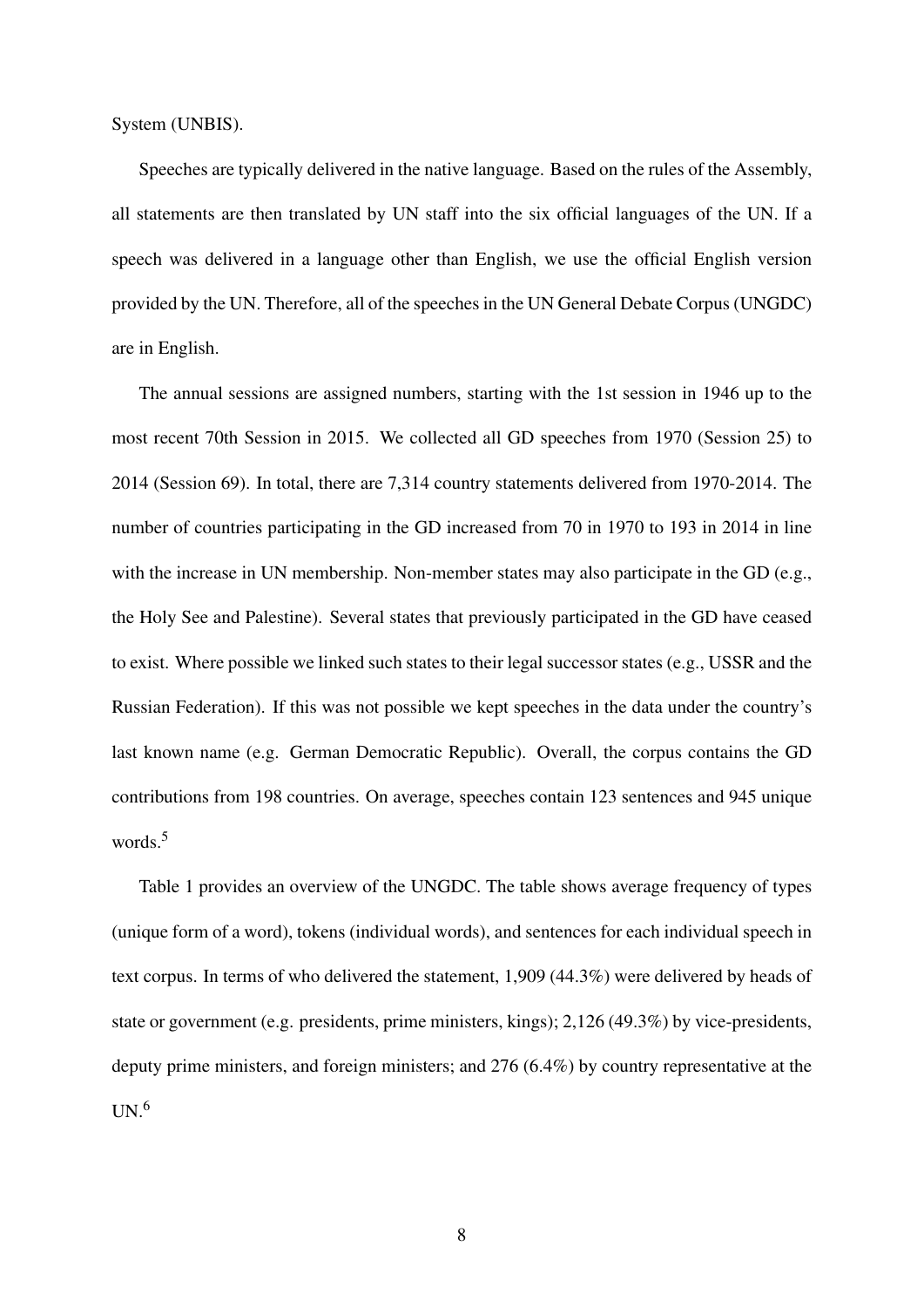System (UNBIS).

Speeches are typically delivered in the native language. Based on the rules of the Assembly, all statements are then translated by UN staff into the six official languages of the UN. If a speech was delivered in a language other than English, we use the official English version provided by the UN. Therefore, all of the speeches in the UN General Debate Corpus (UNGDC) are in English.

The annual sessions are assigned numbers, starting with the 1st session in 1946 up to the most recent 70th Session in 2015. We collected all GD speeches from 1970 (Session 25) to 2014 (Session 69). In total, there are 7,314 country statements delivered from 1970-2014. The number of countries participating in the GD increased from 70 in 1970 to 193 in 2014 in line with the increase in UN membership. Non-member states may also participate in the GD (e.g., the Holy See and Palestine). Several states that previously participated in the GD have ceased to exist. Where possible we linked such states to their legal successor states (e.g., USSR and the Russian Federation). If this was not possible we kept speeches in the data under the country's last known name (e.g. German Democratic Republic). Overall, the corpus contains the GD contributions from 198 countries. On average, speeches contain 123 sentences and 945 unique words.[5]

Table 1 provides an overview of the UNGDC. The table shows average frequency of types (unique form of a word), tokens (individual words), and sentences for each individual speech in text corpus. In terms of who delivered the statement, 1,909 (44.3%) were delivered by heads of state or government (e.g. presidents, prime ministers, kings); 2,126 (49.3%) by vice-presidents, deputy prime ministers, and foreign ministers; and 276 (6.4%) by country representative at the UN.[6]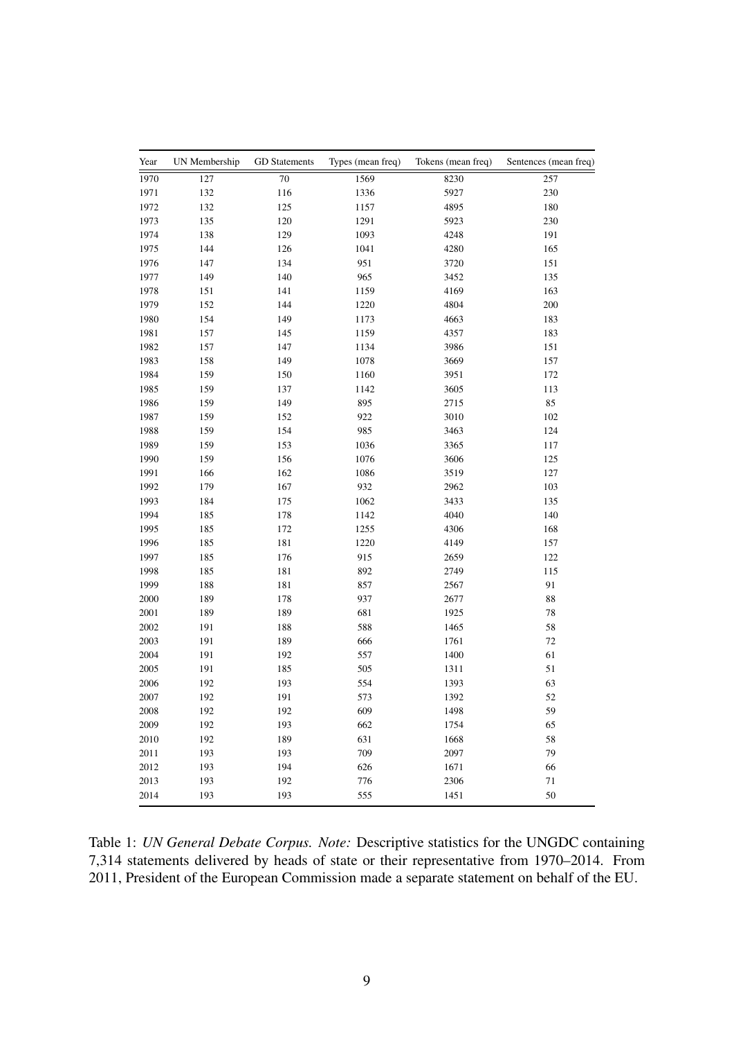| Year | UN Membership | GD Statements | Types (mean freq) | Tokens (mean freq) | Sentences (mean freq) |
|---|---|---|---|---|---|
| 1970 | 127 | 70 | 1569 | 8230 | 257 |
| 1971 | 132 | 116 | 1336 | 5927 | 230 |
| 1972 | 132 | 125 | 1157 | 4895 | 180 |
| 1973 | 135 | 120 | 1291 | 5923 | 230 |
| 1974 | 138 | 129 | 1093 | 4248 | 191 |
| 1975 | 144 | 126 | 1041 | 4280 | 165 |
| 1976 | 147 | 134 | 951 | 3720 | 151 |
| 1977 | 149 | 140 | 965 | 3452 | 135 |
| 1978 | 151 | 141 | 1159 | 4169 | 163 |
| 1979 | 152 | 144 | 1220 | 4804 | 200 |
| 1980 | 154 | 149 | 1173 | 4663 | 183 |
| 1981 | 157 | 145 | 1159 | 4357 | 183 |
| 1982 | 157 | 147 | 1134 | 3986 | 151 |
| 1983 | 158 | 149 | 1078 | 3669 | 157 |
| 1984 | 159 | 150 | 1160 | 3951 | 172 |
| 1985 | 159 | 137 | 1142 | 3605 | 113 |
| 1986 | 159 | 149 | 895 | 2715 | 85 |
| 1987 | 159 | 152 | 922 | 3010 | 102 |
| 1988 | 159 | 154 | 985 | 3463 | 124 |
| 1989 | 159 | 153 | 1036 | 3365 | 117 |
| 1990 | 159 | 156 | 1076 | 3606 | 125 |
| 1991 | 166 | 162 | 1086 | 3519 | 127 |
| 1992 | 179 | 167 | 932 | 2962 | 103 |
| 1993 | 184 | 175 | 1062 | 3433 | 135 |
| 1994 | 185 | 178 | 1142 | 4040 | 140 |
| 1995 | 185 | 172 | 1255 | 4306 | 168 |
| 1996 | 185 | 181 | 1220 | 4149 | 157 |
| 1997 | 185 | 176 | 915 | 2659 | 122 |
| 1998 | 185 | 181 | 892 | 2749 | 115 |
| 1999 | 188 | 181 | 857 | 2567 | 91 |
| 2000 | 189 | 178 | 937 | 2677 | 88 |
| 2001 | 189 | 189 | 681 | 1925 | 78 |
| 2002 | 191 | 188 | 588 | 1465 | 58 |
| 2003 | 191 | 189 | 666 | 1761 | 72 |
| 2004 | 191 | 192 | 557 | 1400 | 61 |
| 2005 | 191 | 185 | 505 | 1311 | 51 |
| 2006 | 192 | 193 | 554 | 1393 | 63 |
| 2007 | 192 | 191 | 573 | 1392 | 52 |
| 2008 | 192 | 192 | 609 | 1498 | 59 |
| 2009 | 192 | 193 | 662 | 1754 | 65 |
| 2010 | 192 | 189 | 631 | 1668 | 58 |
| 2011 | 193 | 193 | 709 | 2097 | 79 |
| 2012 | 193 | 194 | 626 | 1671 | 66 |
| 2013 | 193 | 192 | 776 | 2306 | 71 |
| 2014 | 193 | 193 | 555 | 1451 | 50 |

Table 1: *UN General Debate Corpus. Note:* Descriptive statistics for the UNGDC containing 7,314 statements delivered by heads of state or their representative from 1970–2014. From 2011, President of the European Commission made a separate statement on behalf of the EU.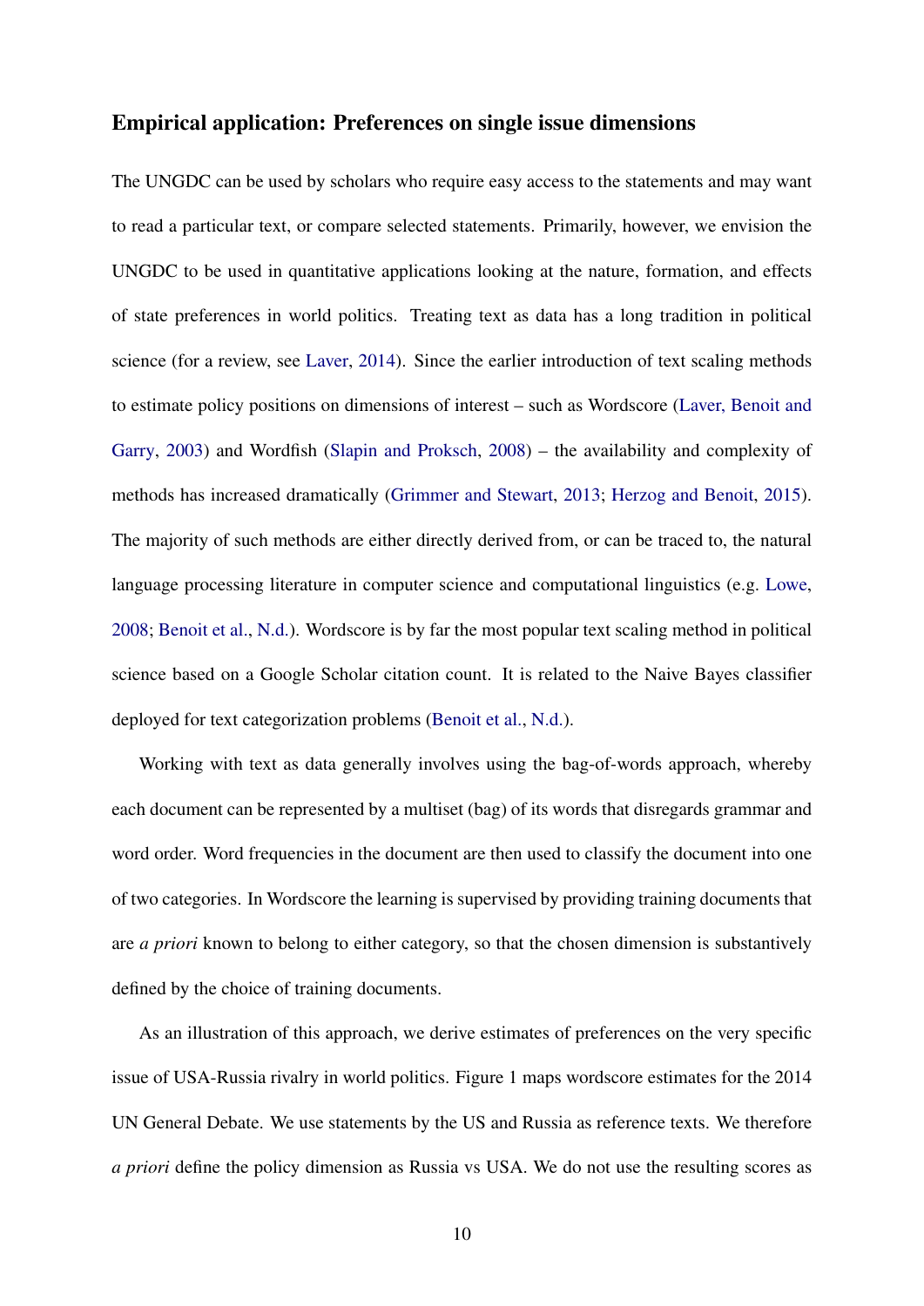## Empirical application: Preferences on single issue dimensions

The UNGDC can be used by scholars who require easy access to the statements and may want to read a particular text, or compare selected statements. Primarily, however, we envision the UNGDC to be used in quantitative applications looking at the nature, formation, and effects of state preferences in world politics. Treating text as data has a long tradition in political science (for a review, see Laver, 2014). Since the earlier introduction of text scaling methods to estimate policy positions on dimensions of interest – such as Wordscore (Laver, Benoit and Garry, 2003) and Wordfish (Slapin and Proksch, 2008) – the availability and complexity of methods has increased dramatically (Grimmer and Stewart, 2013; Herzog and Benoit, 2015). The majority of such methods are either directly derived from, or can be traced to, the natural language processing literature in computer science and computational linguistics (e.g. Lowe, 2008; Benoit et al., N.d.). Wordscore is by far the most popular text scaling method in political science based on a Google Scholar citation count. It is related to the Naive Bayes classifier deployed for text categorization problems (Benoit et al., N.d.).

Working with text as data generally involves using the bag-of-words approach, whereby each document can be represented by a multiset (bag) of its words that disregards grammar and word order. Word frequencies in the document are then used to classify the document into one of two categories. In Wordscore the learning is supervised by providing training documents that are *a priori* known to belong to either category, so that the chosen dimension is substantively defined by the choice of training documents.

As an illustration of this approach, we derive estimates of preferences on the very specific issue of USA-Russia rivalry in world politics. Figure 1 maps wordscore estimates for the 2014 UN General Debate. We use statements by the US and Russia as reference texts. We therefore *a priori* define the policy dimension as Russia vs USA. We do not use the resulting scores as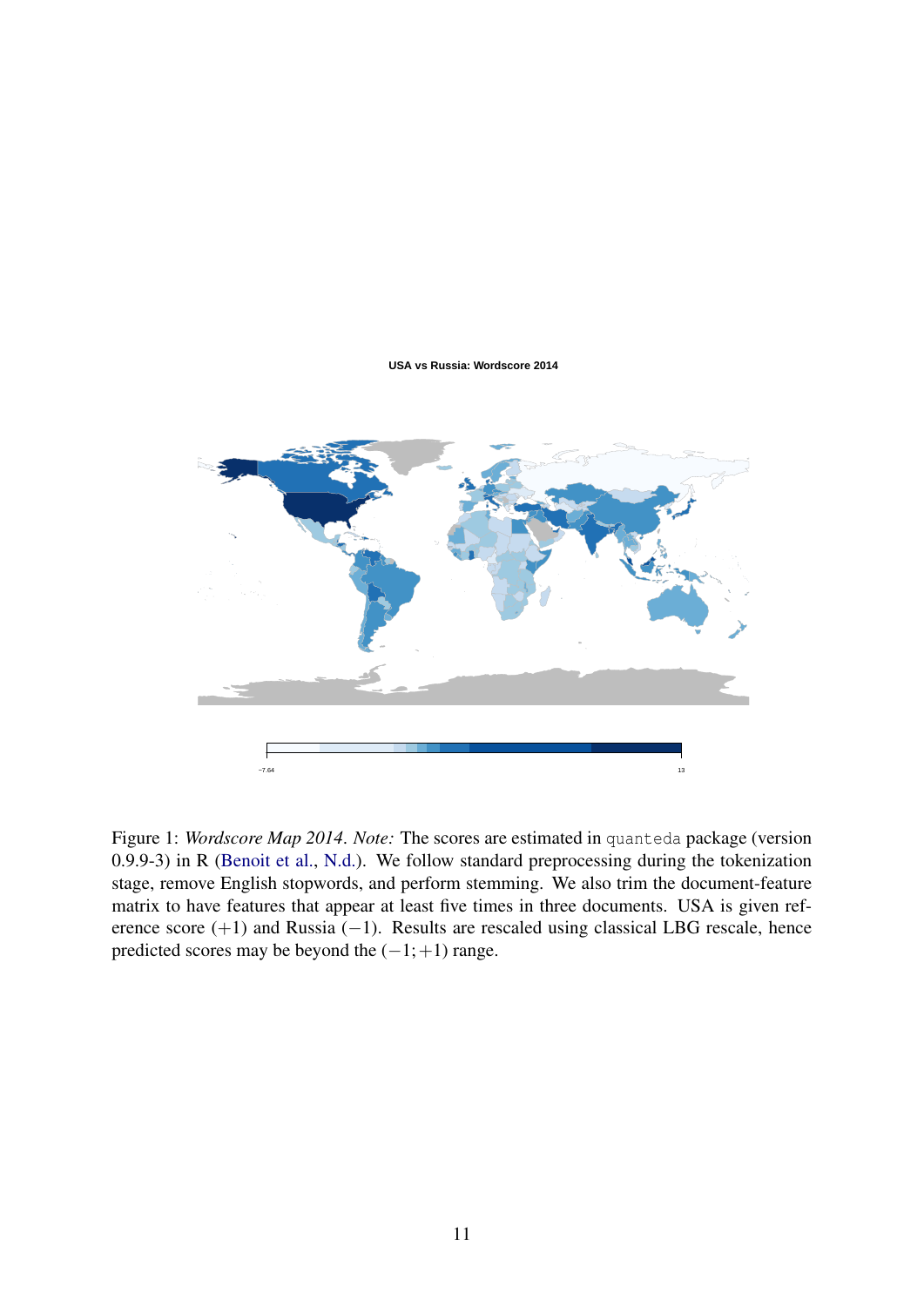USA vs Russia: Wordscore 2014

−7.64 13

Figure 1: *Wordscore Map 2014. Note:* The scores are estimated in `quanteda` package (version 0.9.9-3) in R (Benoit et al., N.d.). We follow standard preprocessing during the tokenization stage, remove English stopwords, and perform stemming. We also trim the document-feature matrix to have features that appear at least five times in three documents. USA is given reference score $(+1)$ and Russia $(-1)$. Results are rescaled using classical LBG rescale, hence predicted scores may be beyond the $(-1;+1)$ range.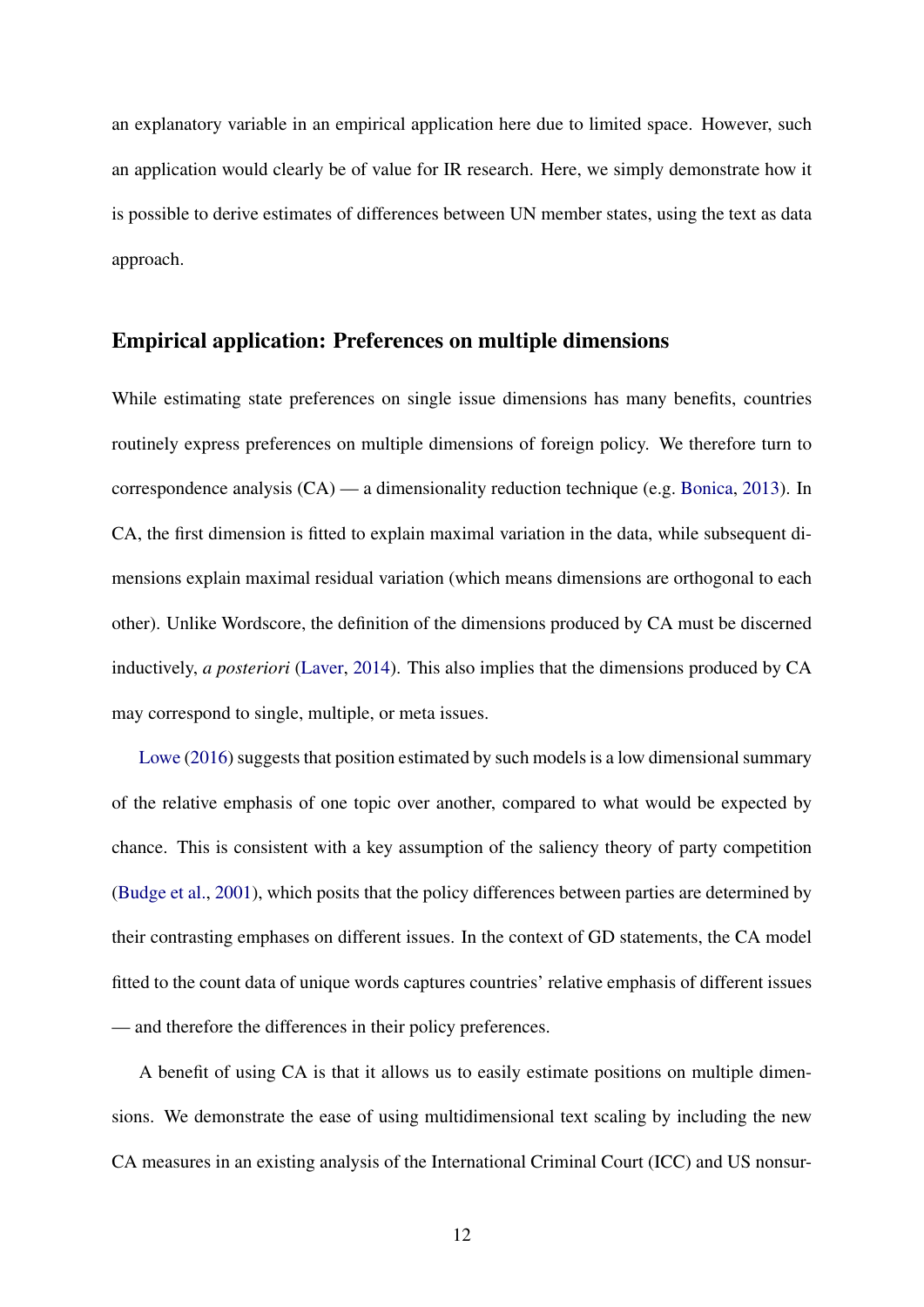an explanatory variable in an empirical application here due to limited space. However, such an application would clearly be of value for IR research. Here, we simply demonstrate how it is possible to derive estimates of differences between UN member states, using the text as data approach.

## Empirical application: Preferences on multiple dimensions

While estimating state preferences on single issue dimensions has many benefits, countries routinely express preferences on multiple dimensions of foreign policy. We therefore turn to correspondence analysis (CA) — a dimensionality reduction technique (e.g. Bonica, 2013). In CA, the first dimension is fitted to explain maximal variation in the data, while subsequent dimensions explain maximal residual variation (which means dimensions are orthogonal to each other). Unlike Wordscore, the definition of the dimensions produced by CA must be discerned inductively, *a posteriori* (Laver, 2014). This also implies that the dimensions produced by CA may correspond to single, multiple, or meta issues.

Lowe (2016) suggests that position estimated by such models is a low dimensional summary of the relative emphasis of one topic over another, compared to what would be expected by chance. This is consistent with a key assumption of the saliency theory of party competition (Budge et al., 2001), which posits that the policy differences between parties are determined by their contrasting emphases on different issues. In the context of GD statements, the CA model fitted to the count data of unique words captures countries' relative emphasis of different issues — and therefore the differences in their policy preferences.

A benefit of using CA is that it allows us to easily estimate positions on multiple dimensions. We demonstrate the ease of using multidimensional text scaling by including the new CA measures in an existing analysis of the International Criminal Court (ICC) and US nonsur-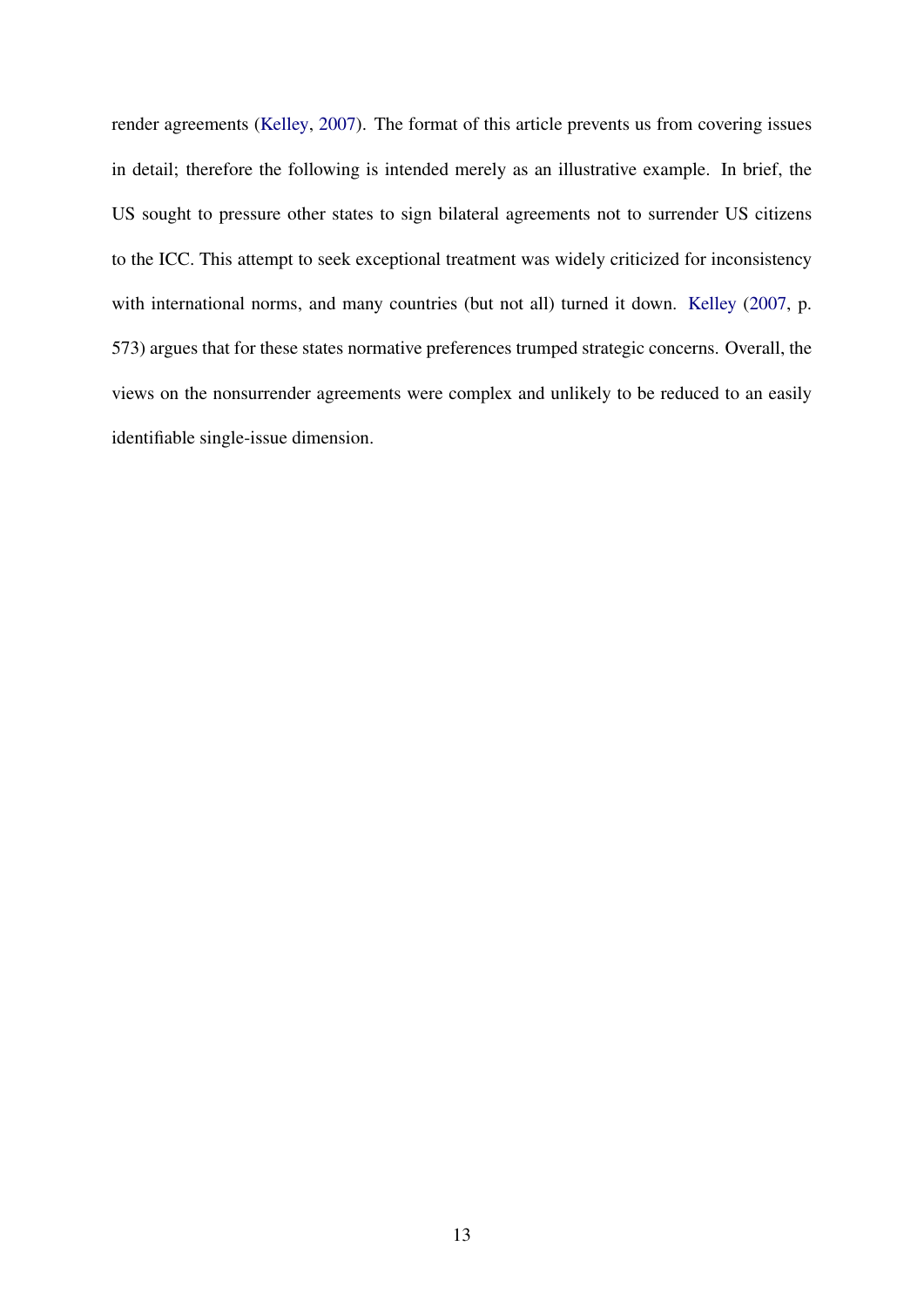render agreements (Kelley, 2007). The format of this article prevents us from covering issues in detail; therefore the following is intended merely as an illustrative example. In brief, the US sought to pressure other states to sign bilateral agreements not to surrender US citizens to the ICC. This attempt to seek exceptional treatment was widely criticized for inconsistency with international norms, and many countries (but not all) turned it down. Kelley (2007, p. 573) argues that for these states normative preferences trumped strategic concerns. Overall, the views on the nonsurrender agreements were complex and unlikely to be reduced to an easily identifiable single-issue dimension.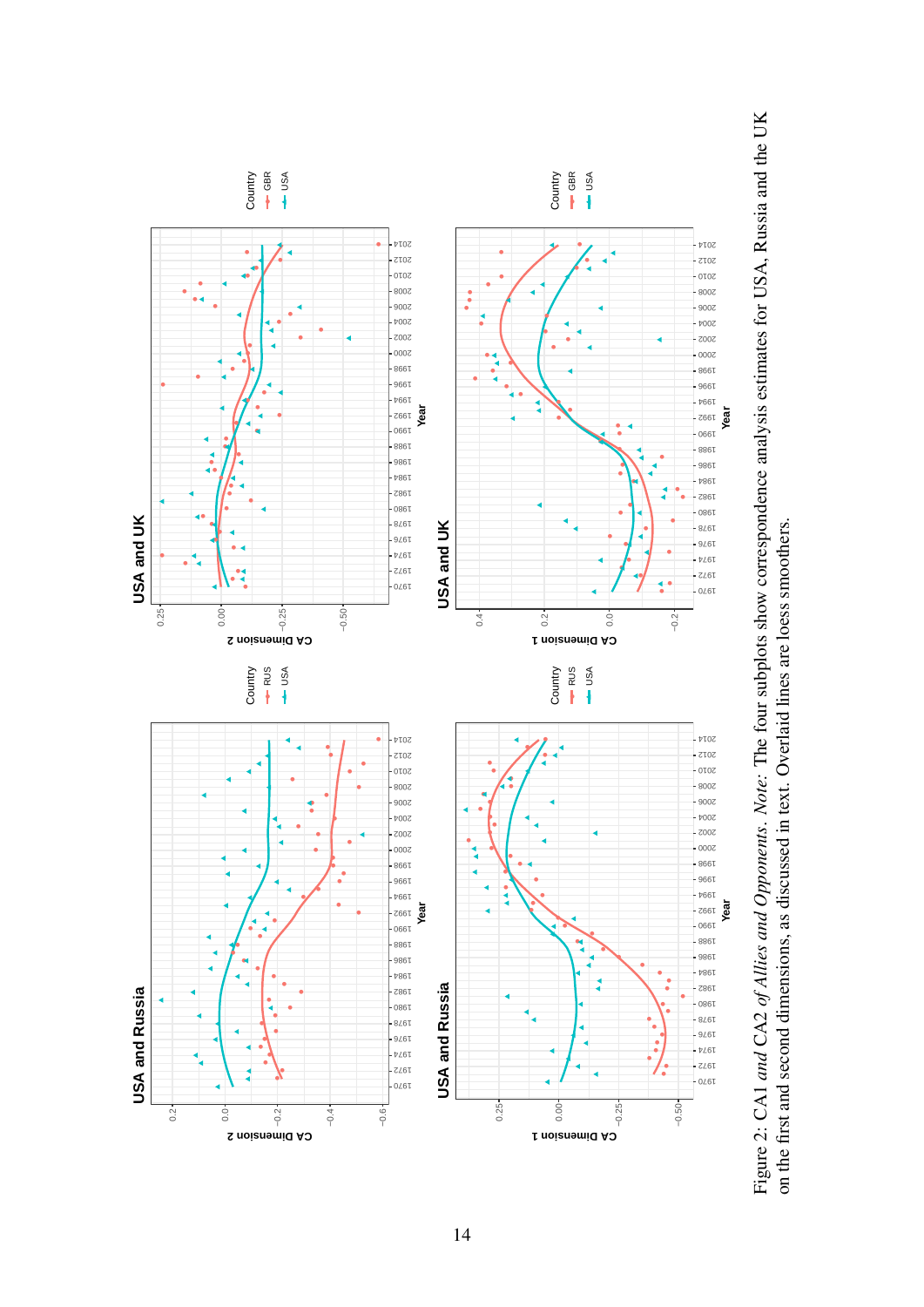Figure 2: CA1 *and* CA2 *of Allies and Opponents. Note:* The four subplots show correspondence analysis estimates for USA, Russia and the UK on the first and second dimensions, as discussed in text. Overlaid lines are loess smoothers.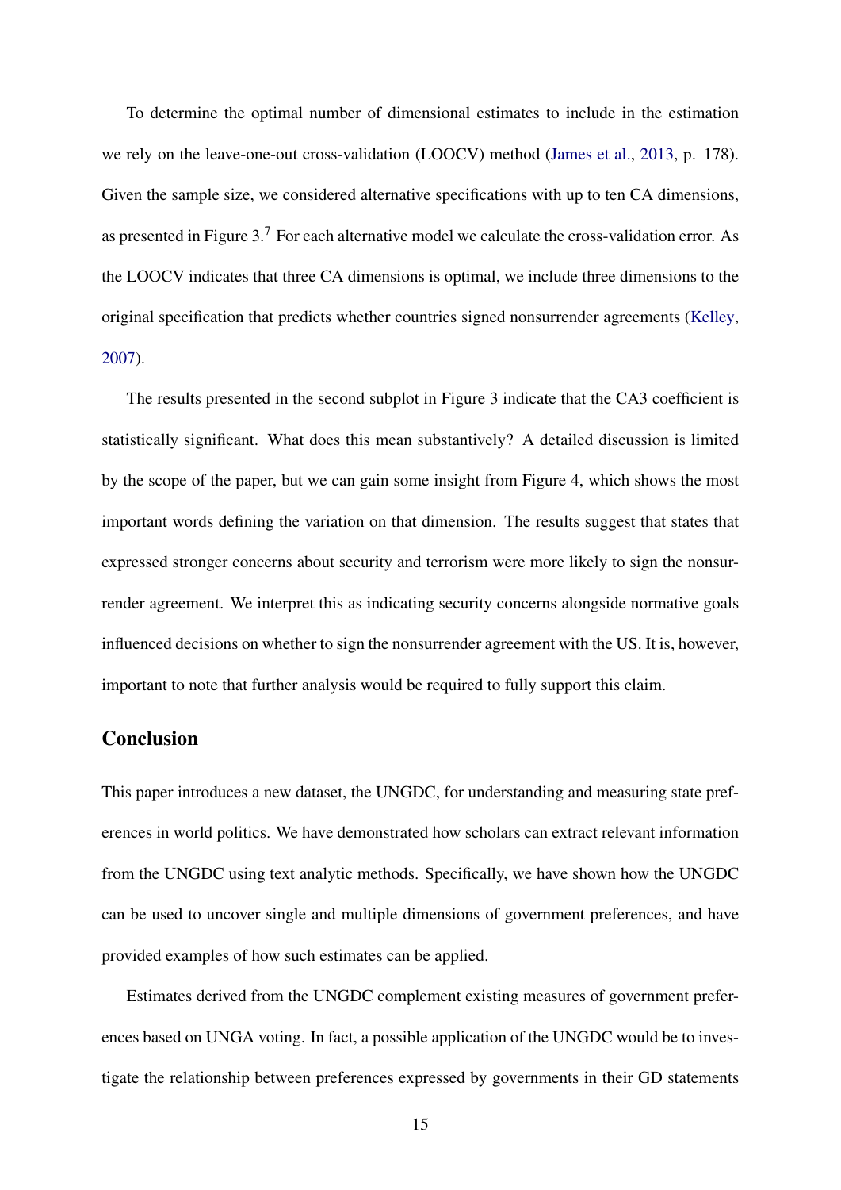To determine the optimal number of dimensional estimates to include in the estimation we rely on the leave-one-out cross-validation (LOOCV) method (James et al., 2013, p. 178). Given the sample size, we considered alternative specifications with up to ten CA dimensions, as presented in Figure 3.[7] For each alternative model we calculate the cross-validation error. As the LOOCV indicates that three CA dimensions is optimal, we include three dimensions to the original specification that predicts whether countries signed nonsurrender agreements (Kelley, 2007).

The results presented in the second subplot in Figure 3 indicate that the CA3 coefficient is statistically significant. What does this mean substantively? A detailed discussion is limited by the scope of the paper, but we can gain some insight from Figure 4, which shows the most important words defining the variation on that dimension. The results suggest that states that expressed stronger concerns about security and terrorism were more likely to sign the nonsurrender agreement. We interpret this as indicating security concerns alongside normative goals influenced decisions on whether to sign the nonsurrender agreement with the US. It is, however, important to note that further analysis would be required to fully support this claim.

## Conclusion

This paper introduces a new dataset, the UNGDC, for understanding and measuring state preferences in world politics. We have demonstrated how scholars can extract relevant information from the UNGDC using text analytic methods. Specifically, we have shown how the UNGDC can be used to uncover single and multiple dimensions of government preferences, and have provided examples of how such estimates can be applied.

Estimates derived from the UNGDC complement existing measures of government preferences based on UNGA voting. In fact, a possible application of the UNGDC would be to investigate the relationship between preferences expressed by governments in their GD statements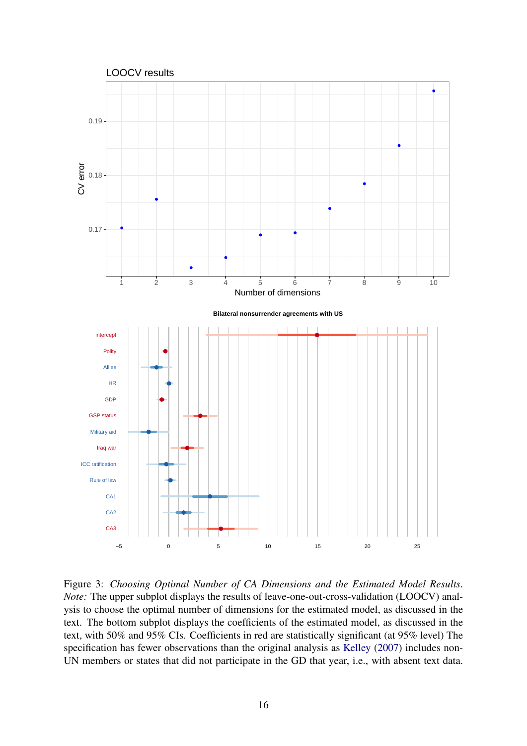Figure 3: *Choosing Optimal Number of CA Dimensions and the Estimated Model Results. Note:* The upper subplot displays the results of leave-one-out-cross-validation (LOOCV) analysis to choose the optimal number of dimensions for the estimated model, as discussed in the text. The bottom subplot displays the coefficients of the estimated model, as discussed in the text, with 50% and 95% CIs. Coefficients in red are statistically significant (at 95% level) The specification has fewer observations than the original analysis as Kelley (2007) includes non-UN members or states that did not participate in the GD that year, i.e., with absent text data.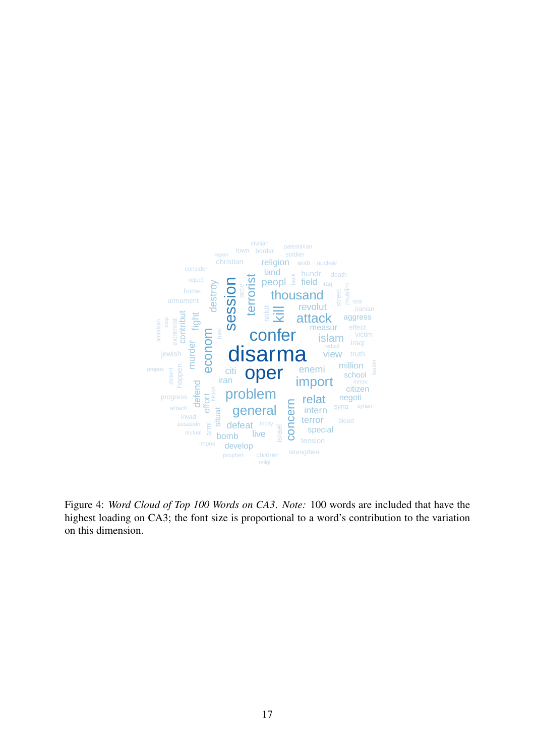Figure 4: *Word Cloud of Top 100 Words on CA3*. *Note:* 100 words are included that have the highest loading on CA3; the font size is proportional to a word's contribution to the variation on this dimension.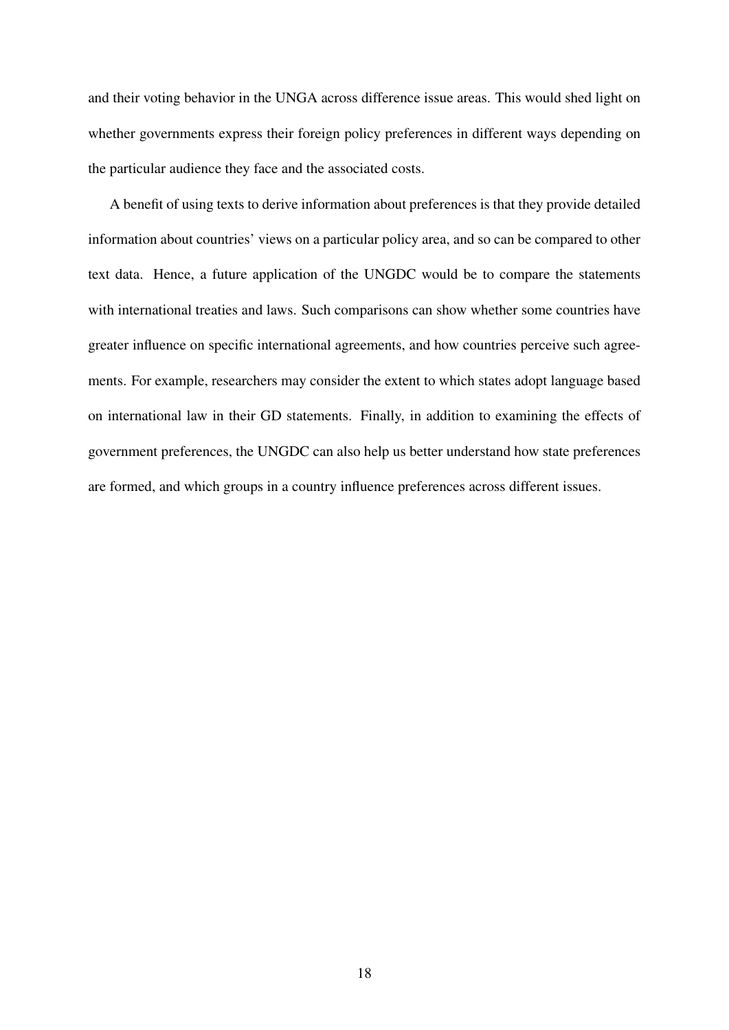and their voting behavior in the UNGA across difference issue areas. This would shed light on whether governments express their foreign policy preferences in different ways depending on the particular audience they face and the associated costs.

A benefit of using texts to derive information about preferences is that they provide detailed information about countries' views on a particular policy area, and so can be compared to other text data. Hence, a future application of the UNGDC would be to compare the statements with international treaties and laws. Such comparisons can show whether some countries have greater influence on specific international agreements, and how countries perceive such agreements. For example, researchers may consider the extent to which states adopt language based on international law in their GD statements. Finally, in addition to examining the effects of government preferences, the UNGDC can also help us better understand how state preferences are formed, and which groups in a country influence preferences across different issues.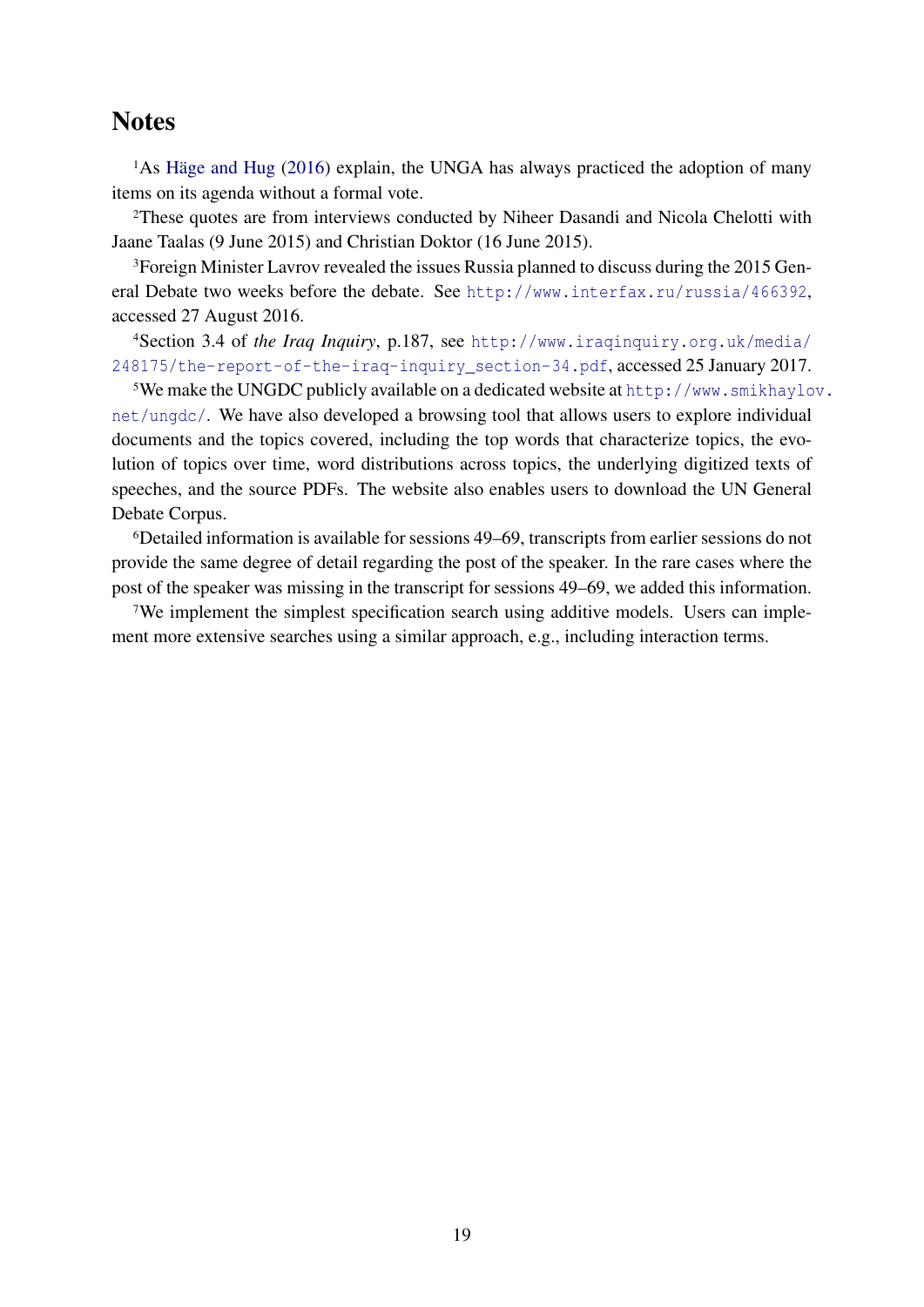# Notes

[1]As Häge and Hug (2016) explain, the UNGA has always practiced the adoption of many items on its agenda without a formal vote.

[2]These quotes are from interviews conducted by Niheer Dasandi and Nicola Chelotti with Jaane Taalas (9 June 2015) and Christian Doktor (16 June 2015).

[3]Foreign Minister Lavrov revealed the issues Russia planned to discuss during the 2015 General Debate two weeks before the debate. See http://www.interfax.ru/russia/466392, accessed 27 August 2016.

[4]Section 3.4 of *the Iraq Inquiry*, p.187, see http://www.iraqinquiry.org.uk/media/248175/the-report-of-the-iraq-inquiry_section-34.pdf, accessed 25 January 2017.

[5]We make the UNGDC publicly available on a dedicated website at http://www.smikhaylov.net/ungdc/. We have also developed a browsing tool that allows users to explore individual documents and the topics covered, including the top words that characterize topics, the evolution of topics over time, word distributions across topics, the underlying digitized texts of speeches, and the source PDFs. The website also enables users to download the UN General Debate Corpus.

[6]Detailed information is available for sessions 49–69, transcripts from earlier sessions do not provide the same degree of detail regarding the post of the speaker. In the rare cases where the post of the speaker was missing in the transcript for sessions 49–69, we added this information.

[7]We implement the simplest specification search using additive models. Users can implement more extensive searches using a similar approach, e.g., including interaction terms.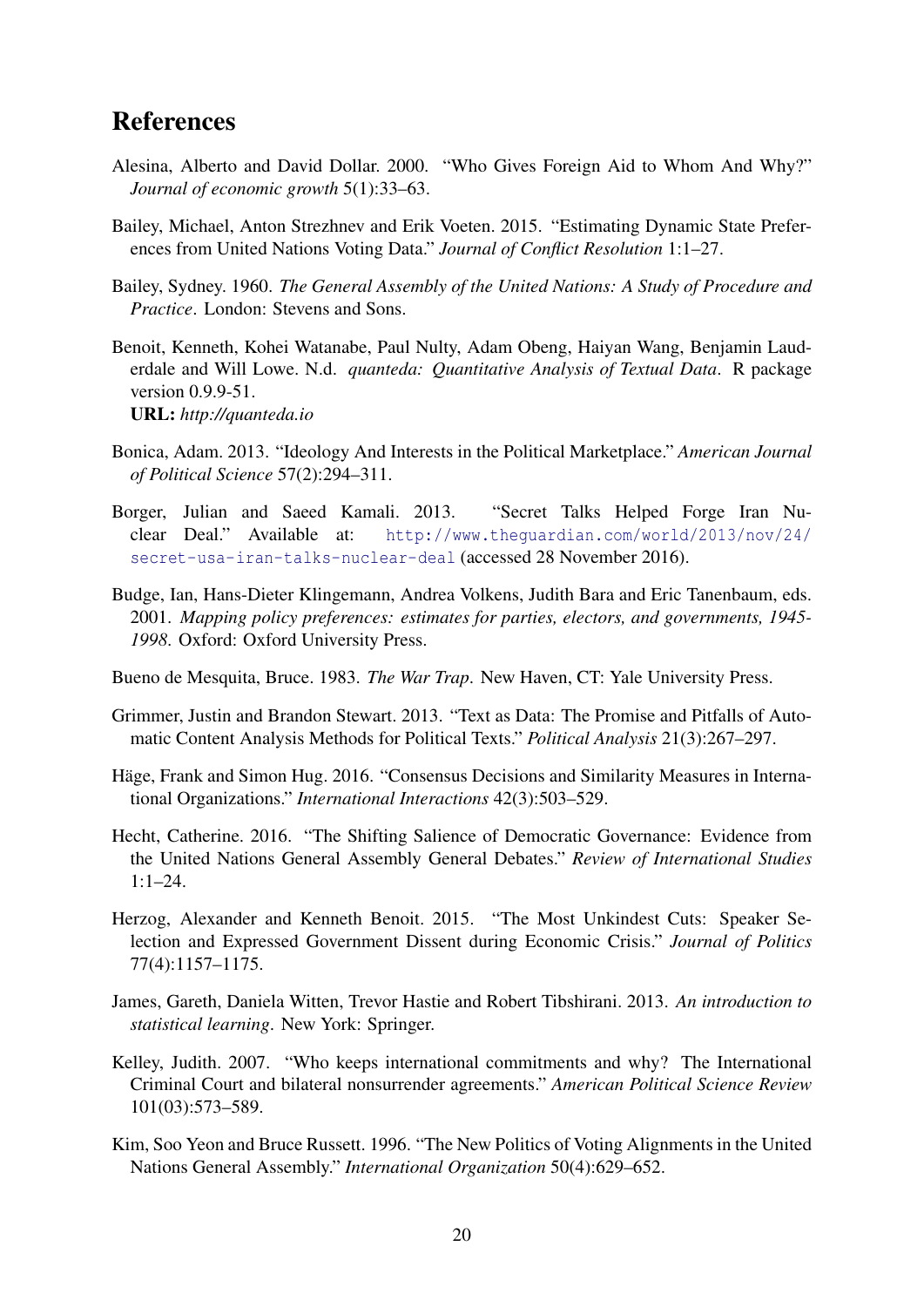# References

Alesina, Alberto and David Dollar. 2000. "Who Gives Foreign Aid to Whom And Why?" *Journal of economic growth* 5(1):33–63.

Bailey, Michael, Anton Strezhnev and Erik Voeten. 2015. "Estimating Dynamic State Preferences from United Nations Voting Data." *Journal of Conflict Resolution* 1:1–27.

Bailey, Sydney. 1960. *The General Assembly of the United Nations: A Study of Procedure and Practice*. London: Stevens and Sons.

Benoit, Kenneth, Kohei Watanabe, Paul Nulty, Adam Obeng, Haiyan Wang, Benjamin Lauderdale and Will Lowe. N.d. *quanteda: Quantitative Analysis of Textual Data*. R package version 0.9.9-51.
**URL:** *http://quanteda.io*

Bonica, Adam. 2013. "Ideology And Interests in the Political Marketplace." *American Journal of Political Science* 57(2):294–311.

Borger, Julian and Saeed Kamali. 2013. "Secret Talks Helped Forge Iran Nuclear Deal." Available at: `http://www.theguardian.com/world/2013/nov/24/secret-usa-iran-talks-nuclear-deal` (accessed 28 November 2016).

Budge, Ian, Hans-Dieter Klingemann, Andrea Volkens, Judith Bara and Eric Tanenbaum, eds. 2001. *Mapping policy preferences: estimates for parties, electors, and governments, 1945-1998*. Oxford: Oxford University Press.

Bueno de Mesquita, Bruce. 1983. *The War Trap*. New Haven, CT: Yale University Press.

Grimmer, Justin and Brandon Stewart. 2013. "Text as Data: The Promise and Pitfalls of Automatic Content Analysis Methods for Political Texts." *Political Analysis* 21(3):267–297.

Häge, Frank and Simon Hug. 2016. "Consensus Decisions and Similarity Measures in International Organizations." *International Interactions* 42(3):503–529.

Hecht, Catherine. 2016. "The Shifting Salience of Democratic Governance: Evidence from the United Nations General Assembly General Debates." *Review of International Studies* 1:1–24.

Herzog, Alexander and Kenneth Benoit. 2015. "The Most Unkindest Cuts: Speaker Selection and Expressed Government Dissent during Economic Crisis." *Journal of Politics* 77(4):1157–1175.

James, Gareth, Daniela Witten, Trevor Hastie and Robert Tibshirani. 2013. *An introduction to statistical learning*. New York: Springer.

Kelley, Judith. 2007. "Who keeps international commitments and why? The International Criminal Court and bilateral nonsurrender agreements." *American Political Science Review* 101(03):573–589.

Kim, Soo Yeon and Bruce Russett. 1996. "The New Politics of Voting Alignments in the United Nations General Assembly." *International Organization* 50(4):629–652.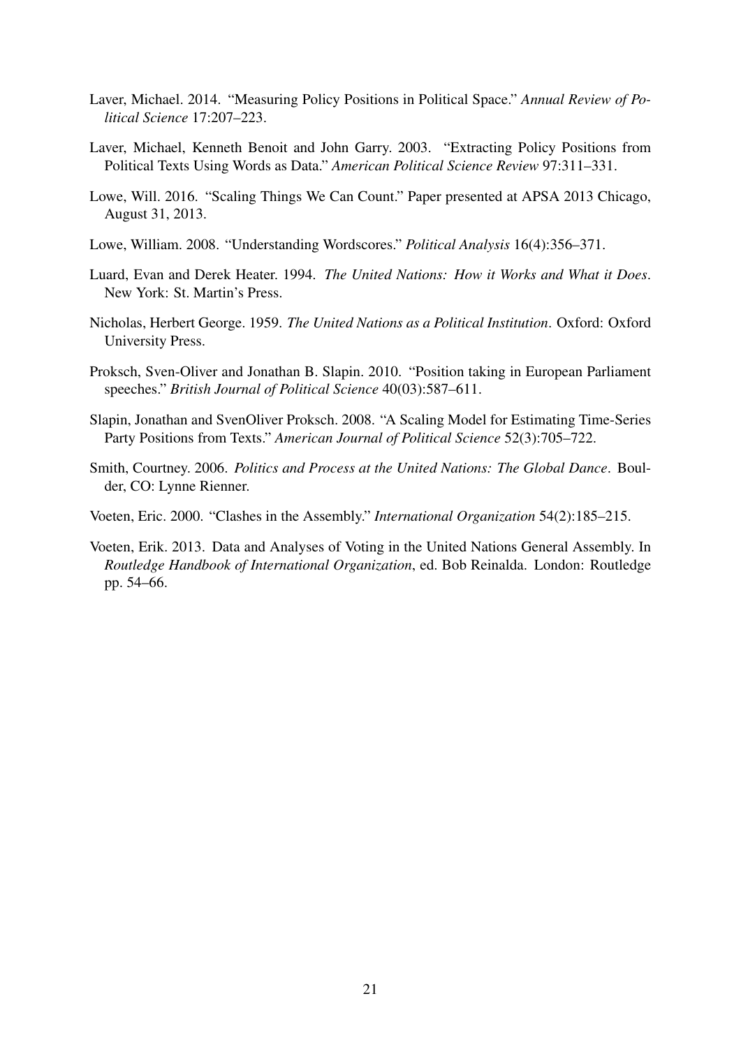Laver, Michael. 2014. "Measuring Policy Positions in Political Space." *Annual Review of Political Science* 17:207–223.

Laver, Michael, Kenneth Benoit and John Garry. 2003. "Extracting Policy Positions from Political Texts Using Words as Data." *American Political Science Review* 97:311–331.

Lowe, Will. 2016. "Scaling Things We Can Count." Paper presented at APSA 2013 Chicago, August 31, 2013.

Lowe, William. 2008. "Understanding Wordscores." *Political Analysis* 16(4):356–371.

Luard, Evan and Derek Heater. 1994. *The United Nations: How it Works and What it Does*. New York: St. Martin's Press.

Nicholas, Herbert George. 1959. *The United Nations as a Political Institution*. Oxford: Oxford University Press.

Proksch, Sven-Oliver and Jonathan B. Slapin. 2010. "Position taking in European Parliament speeches." *British Journal of Political Science* 40(03):587–611.

Slapin, Jonathan and SvenOliver Proksch. 2008. "A Scaling Model for Estimating Time-Series Party Positions from Texts." *American Journal of Political Science* 52(3):705–722.

Smith, Courtney. 2006. *Politics and Process at the United Nations: The Global Dance*. Boulder, CO: Lynne Rienner.

Voeten, Eric. 2000. "Clashes in the Assembly." *International Organization* 54(2):185–215.

Voeten, Erik. 2013. Data and Analyses of Voting in the United Nations General Assembly. In *Routledge Handbook of International Organization*, ed. Bob Reinalda. London: Routledge pp. 54–66.